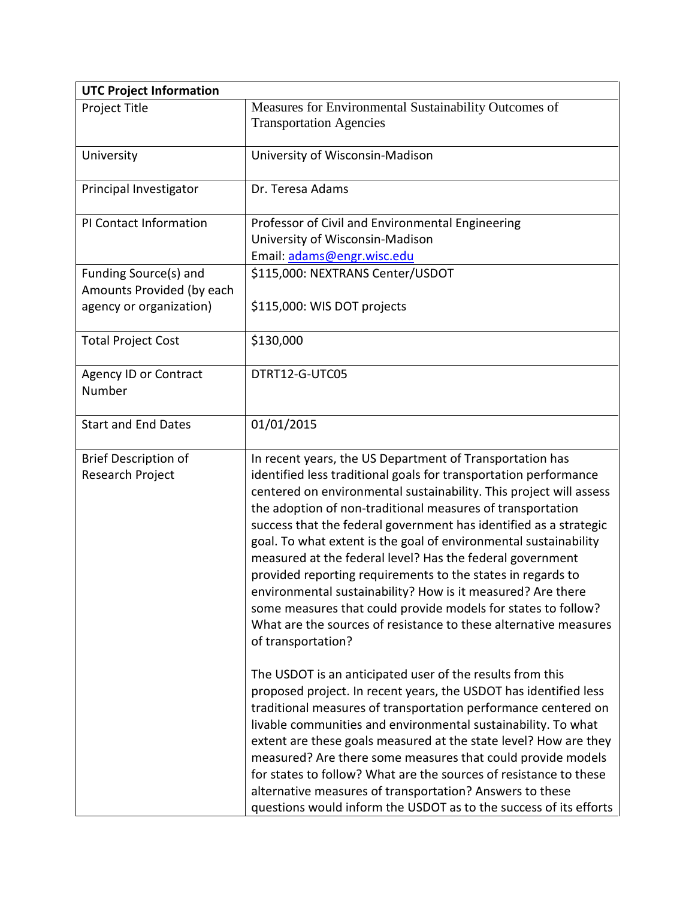| UTC Project Information | |
|---|---|
| Project Title | Measures for Environmental Sustainability Outcomes of Transportation Agencies |
| University | University of Wisconsin-Madison |
| Principal Investigator | Dr. Teresa Adams |
| PI Contact Information | Professor of Civil and Environmental Engineering<br>University of Wisconsin-Madison<br>Email: adams@engr.wisc.edu |
| Funding Source(s) and Amounts Provided (by each agency or organization) | \$115,000: NEXTRANS Center/USDOT<br><br>\$115,000: WIS DOT projects |
| Total Project Cost | \$130,000 |
| Agency ID or Contract Number | DTRT12-G-UTC05 |
| Start and End Dates | 01/01/2015 |
| Brief Description of Research Project | In recent years, the US Department of Transportation has identified less traditional goals for transportation performance centered on environmental sustainability. This project will assess the adoption of non-traditional measures of transportation success that the federal government has identified as a strategic goal. To what extent is the goal of environmental sustainability measured at the federal level? Has the federal government provided reporting requirements to the states in regards to environmental sustainability? How is it measured? Are there some measures that could provide models for states to follow? What are the sources of resistance to these alternative measures of transportation?<br><br>The USDOT is an anticipated user of the results from this proposed project. In recent years, the USDOT has identified less traditional measures of transportation performance centered on livable communities and environmental sustainability. To what extent are these goals measured at the state level? How are they measured? Are there some measures that could provide models for states to follow? What are the sources of resistance to these alternative measures of transportation? Answers to these questions would inform the USDOT as to the success of its efforts |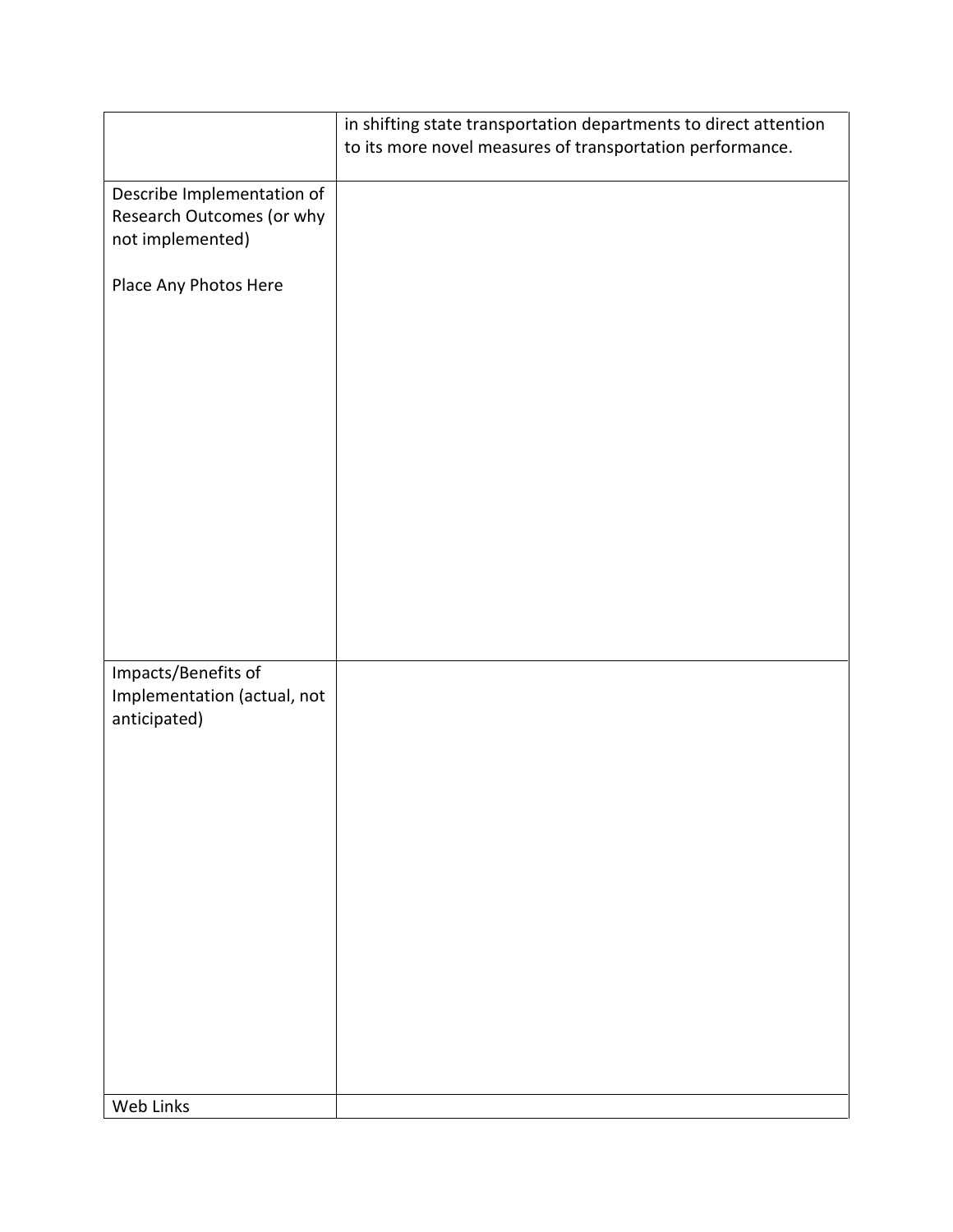| | |
|---|---|
| | in shifting state transportation departments to direct attention to its more novel measures of transportation performance. |
| Describe Implementation of Research Outcomes (or why not implemented)<br><br>Place Any Photos Here | |
| Impacts/Benefits of Implementation (actual, not anticipated) | |
| Web Links | |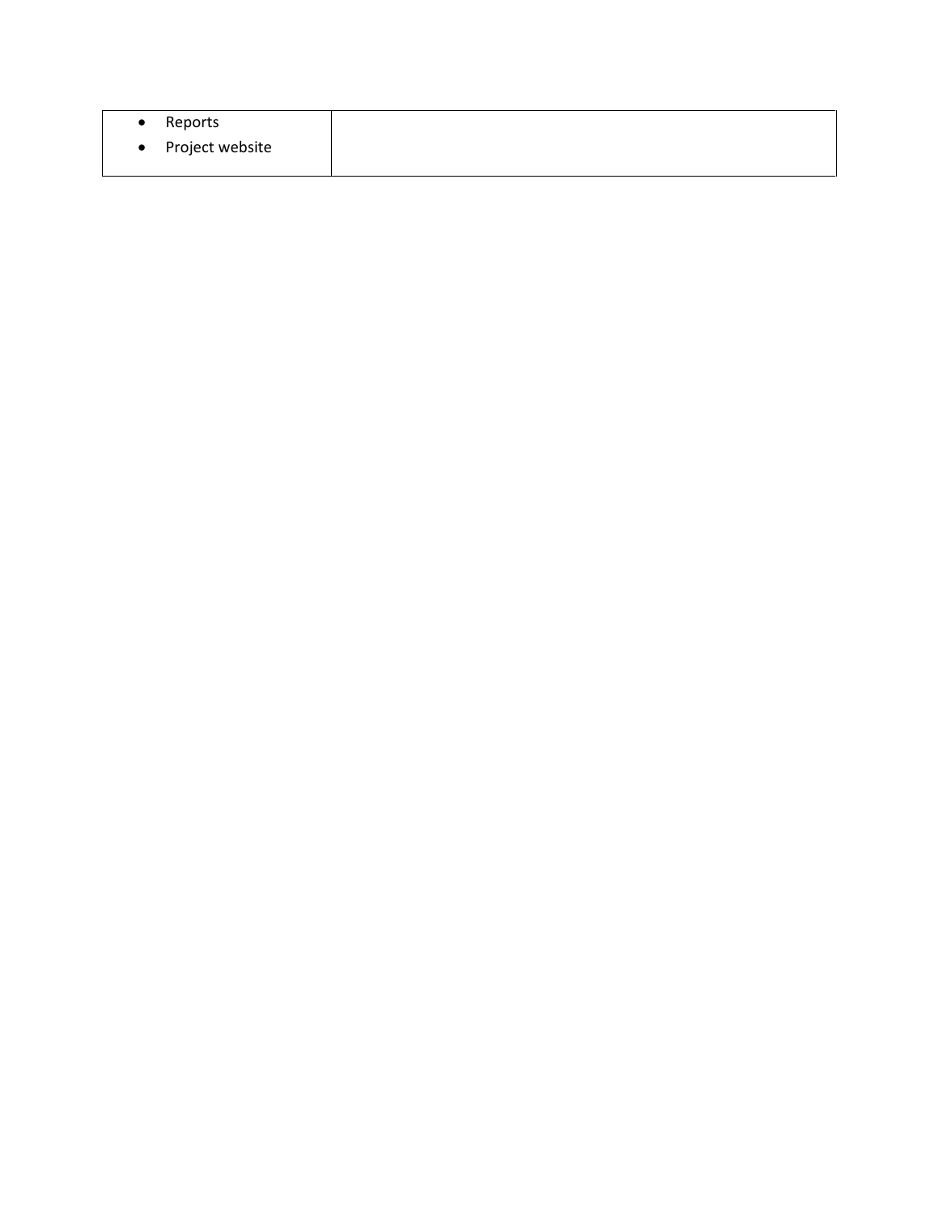| | |
|---|---|
| • Reports<br>• Project website | |